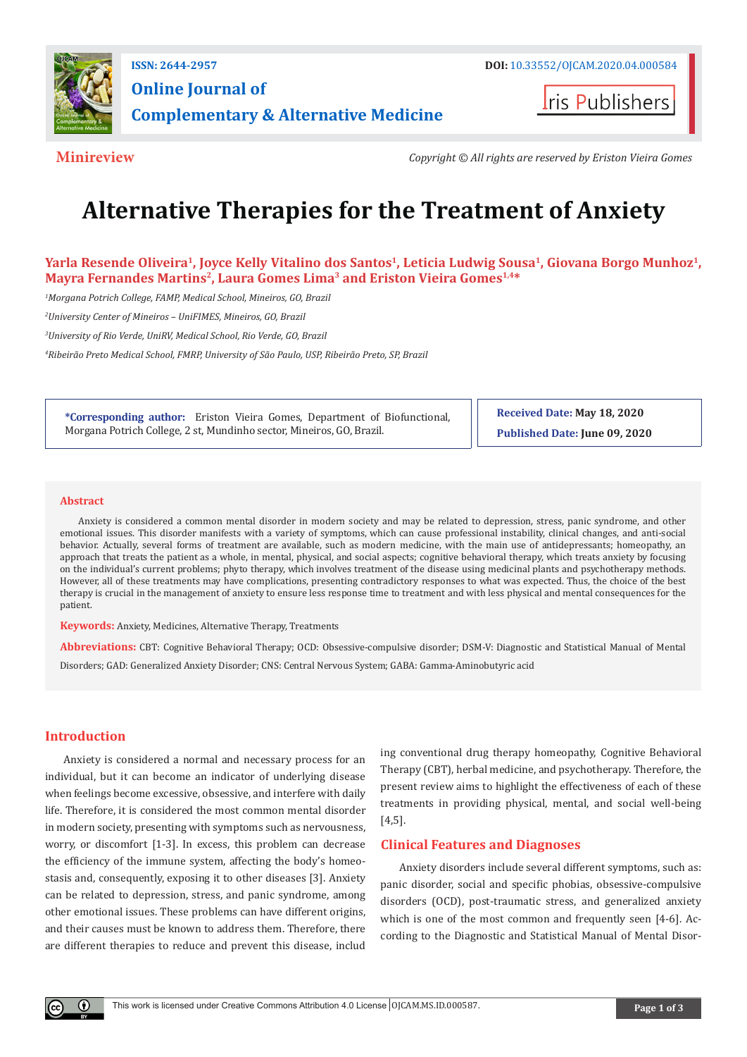ISSN: 2644-2957

DOI: 10.33552/OJCAM.2020.04.000584

**Online Journal of Complementary & Alternative Medicine**

Iris Publishers

**Minireview**

*Copyright © All rights are reserved by Eriston Vieira Gomes*

# Alternative Therapies for the Treatment of Anxiety

**Yarla Resende Oliveira[1], Joyce Kelly Vitalino dos Santos[1], Leticia Ludwig Sousa[1], Giovana Borgo Munhoz[1], Mayra Fernandes Martins[2], Laura Gomes Lima[3] and Eriston Vieira Gomes[1,4]***

[1]*Morgana Potrich College, FAMP, Medical School, Mineiros, GO, Brazil*

[2]*University Center of Mineiros – UniFIMES, Mineiros, GO, Brazil*

[3]*University of Rio Verde, UniRV, Medical School, Rio Verde, GO, Brazil*

[4]*Ribeirão Preto Medical School, FMRP, University of São Paulo, USP, Ribeirão Preto, SP, Brazil*

**\*Corresponding author:** Eriston Vieira Gomes, Department of Biofunctional, Morgana Potrich College, 2 st, Mundinho sector, Mineiros, GO, Brazil.

**Received Date:** May 18, 2020

**Published Date:** June 09, 2020

## Abstract

Anxiety is considered a common mental disorder in modern society and may be related to depression, stress, panic syndrome, and other emotional issues. This disorder manifests with a variety of symptoms, which can cause professional instability, clinical changes, and anti-social behavior. Actually, several forms of treatment are available, such as modern medicine, with the main use of antidepressants; homeopathy, an approach that treats the patient as a whole, in mental, physical, and social aspects; cognitive behavioral therapy, which treats anxiety by focusing on the individual's current problems; phyto therapy, which involves treatment of the disease using medicinal plants and psychotherapy methods. However, all of these treatments may have complications, presenting contradictory responses to what was expected. Thus, the choice of the best therapy is crucial in the management of anxiety to ensure less response time to treatment and with less physical and mental consequences for the patient.

**Keywords:** Anxiety, Medicines, Alternative Therapy, Treatments

**Abbreviations:** CBT: Cognitive Behavioral Therapy; OCD: Obsessive-compulsive disorder; DSM-V: Diagnostic and Statistical Manual of Mental Disorders; GAD: Generalized Anxiety Disorder; CNS: Central Nervous System; GABA: Gamma-Aminobutyric acid

## Introduction

Anxiety is considered a normal and necessary process for an individual, but it can become an indicator of underlying disease when feelings become excessive, obsessive, and interfere with daily life. Therefore, it is considered the most common mental disorder in modern society, presenting with symptoms such as nervousness, worry, or discomfort [1-3]. In excess, this problem can decrease the efficiency of the immune system, affecting the body's homeostasis and, consequently, exposing it to other diseases [3]. Anxiety can be related to depression, stress, and panic syndrome, among other emotional issues. These problems can have different origins, and their causes must be known to address them. Therefore, there are different therapies to reduce and prevent this disease, including conventional drug therapy homeopathy, Cognitive Behavioral Therapy (CBT), herbal medicine, and psychotherapy. Therefore, the present review aims to highlight the effectiveness of each of these treatments in providing physical, mental, and social well-being [4,5].

## Clinical Features and Diagnoses

Anxiety disorders include several different symptoms, such as: panic disorder, social and specific phobias, obsessive-compulsive disorders (OCD), post-traumatic stress, and generalized anxiety which is one of the most common and frequently seen [4-6]. According to the Diagnostic and Statistical Manual of Mental Disor-

This work is licensed under Creative Commons Attribution 4.0 License OJCAM.MS.ID.000587.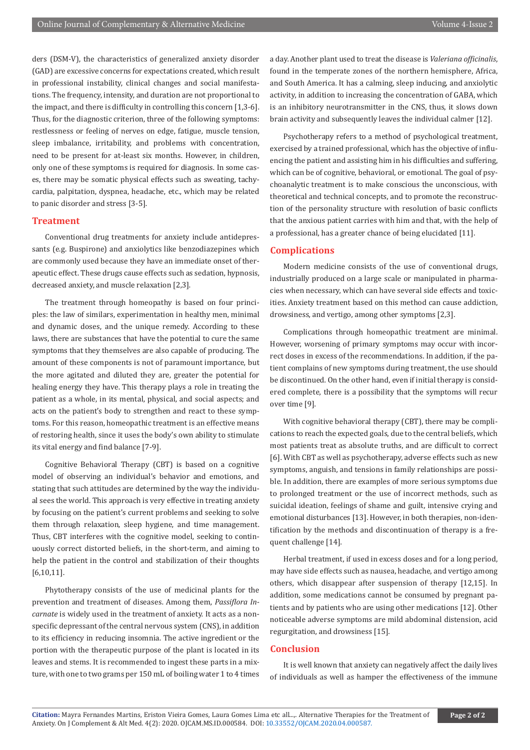ders (DSM-V), the characteristics of generalized anxiety disorder (GAD) are excessive concerns for expectations created, which result in professional instability, clinical changes and social manifestations. The frequency, intensity, and duration are not proportional to the impact, and there is difficulty in controlling this concern [1,3-6]. Thus, for the diagnostic criterion, three of the following symptoms: restlessness or feeling of nerves on edge, fatigue, muscle tension, sleep imbalance, irritability, and problems with concentration, need to be present for at-least six months. However, in children, only one of these symptoms is required for diagnosis. In some cases, there may be somatic physical effects such as sweating, tachycardia, palpitation, dyspnea, headache, etc., which may be related to panic disorder and stress [3-5].

## Treatment

Conventional drug treatments for anxiety include antidepressants (e.g. Buspirone) and anxiolytics like benzodiazepines which are commonly used because they have an immediate onset of therapeutic effect. These drugs cause effects such as sedation, hypnosis, decreased anxiety, and muscle relaxation [2,3].

The treatment through homeopathy is based on four principles: the law of similars, experimentation in healthy men, minimal and dynamic doses, and the unique remedy. According to these laws, there are substances that have the potential to cure the same symptoms that they themselves are also capable of producing. The amount of these components is not of paramount importance, but the more agitated and diluted they are, greater the potential for healing energy they have. This therapy plays a role in treating the patient as a whole, in its mental, physical, and social aspects; and acts on the patient's body to strengthen and react to these symptoms. For this reason, homeopathic treatment is an effective means of restoring health, since it uses the body's own ability to stimulate its vital energy and find balance [7-9].

Cognitive Behavioral Therapy (CBT) is based on a cognitive model of observing an individual's behavior and emotions, and stating that such attitudes are determined by the way the individual sees the world. This approach is very effective in treating anxiety by focusing on the patient's current problems and seeking to solve them through relaxation, sleep hygiene, and time management. Thus, CBT interferes with the cognitive model, seeking to continuously correct distorted beliefs, in the short-term, and aiming to help the patient in the control and stabilization of their thoughts [6,10,11].

Phytotherapy consists of the use of medicinal plants for the prevention and treatment of diseases. Among them, *Passiflora Incarnate* is widely used in the treatment of anxiety. It acts as a nonspecific depressant of the central nervous system (CNS), in addition to its efficiency in reducing insomnia. The active ingredient or the portion with the therapeutic purpose of the plant is located in its leaves and stems. It is recommended to ingest these parts in a mixture, with one to two grams per 150 mL of boiling water 1 to 4 times a day. Another plant used to treat the disease is *Valeriana officinalis*, found in the temperate zones of the northern hemisphere, Africa, and South America. It has a calming, sleep inducing, and anxiolytic activity, in addition to increasing the concentration of GABA, which is an inhibitory neurotransmitter in the CNS, thus, it slows down brain activity and subsequently leaves the individual calmer [12].

Psychotherapy refers to a method of psychological treatment, exercised by a trained professional, which has the objective of influencing the patient and assisting him in his difficulties and suffering, which can be of cognitive, behavioral, or emotional. The goal of psychoanalytic treatment is to make conscious the unconscious, with theoretical and technical concepts, and to promote the reconstruction of the personality structure with resolution of basic conflicts that the anxious patient carries with him and that, with the help of a professional, has a greater chance of being elucidated [11].

## Complications

Modern medicine consists of the use of conventional drugs, industrially produced on a large scale or manipulated in pharmacies when necessary, which can have several side effects and toxicities. Anxiety treatment based on this method can cause addiction, drowsiness, and vertigo, among other symptoms [2,3].

Complications through homeopathic treatment are minimal. However, worsening of primary symptoms may occur with incorrect doses in excess of the recommendations. In addition, if the patient complains of new symptoms during treatment, the use should be discontinued. On the other hand, even if initial therapy is considered complete, there is a possibility that the symptoms will recur over time [9].

With cognitive behavioral therapy (CBT), there may be complications to reach the expected goals, due to the central beliefs, which most patients treat as absolute truths, and are difficult to correct [6]. With CBT as well as psychotherapy, adverse effects such as new symptoms, anguish, and tensions in family relationships are possible. In addition, there are examples of more serious symptoms due to prolonged treatment or the use of incorrect methods, such as suicidal ideation, feelings of shame and guilt, intensive crying and emotional disturbances [13]. However, in both therapies, non-identification by the methods and discontinuation of therapy is a frequent challenge [14].

Herbal treatment, if used in excess doses and for a long period, may have side effects such as nausea, headache, and vertigo among others, which disappear after suspension of therapy [12,15]. In addition, some medications cannot be consumed by pregnant patients and by patients who are using other medications [12]. Other noticeable adverse symptoms are mild abdominal distension, acid regurgitation, and drowsiness [15].

## Conclusion

It is well known that anxiety can negatively affect the daily lives of individuals as well as hamper the effectiveness of the immune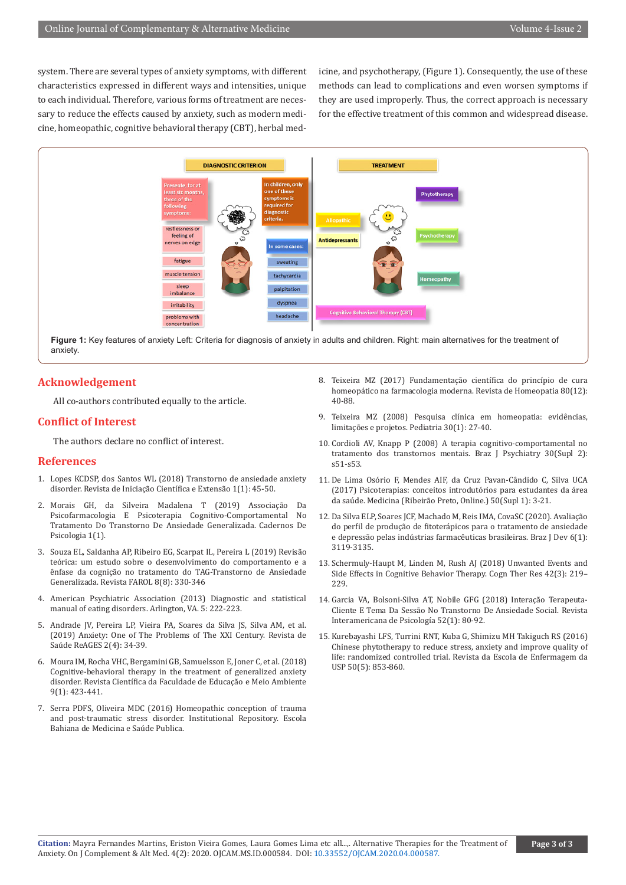system. There are several types of anxiety symptoms, with different characteristics expressed in different ways and intensities, unique to each individual. Therefore, various forms of treatment are necessary to reduce the effects caused by anxiety, such as modern medicine, homeopathic, cognitive behavioral therapy (CBT), herbal medicine, and psychotherapy, (Figure 1). Consequently, the use of these methods can lead to complications and even worsen symptoms if they are used improperly. Thus, the correct approach is necessary for the effective treatment of this common and widespread disease.

DIAGNOSTIC CRITERION

Present, for at least six months, three of the following symptoms:

restlessness or feeling of nerves on edge

fatigue

muscle tension

sleep imbalance

irritability

problems with concentration

In children, only one of these symptoms is required for diagnostic criteria.

In some cases:

sweating

tachycardia

palpitation

dyspnea

headache

TREATMENT

Allopathic

Antidepressants

Phytotherapy

Psychotherapy

Homeopathy

Cognitive Behavioral Therapy (CBT)

**Figure 1:** Key features of anxiety Left: Criteria for diagnosis of anxiety in adults and children. Right: main alternatives for the treatment of anxiety.

## Acknowledgement

All co-authors contributed equally to the article.

## Conflict of Interest

The authors declare no conflict of interest.

## References

1. Lopes KCDSP, dos Santos WL (2018) Transtorno de ansiedade anxiety disorder. Revista de Iniciação Científica e Extensão 1(1): 45-50.
2. Morais GH, da Silveira Madalena T (2019) Associação Da Psicofarmacologia E Psicoterapia Cognitivo-Comportamental No Tratamento Do Transtorno De Ansiedade Generalizada. Cadernos De Psicologia 1(1).
3. Souza EL, Saldanha AP, Ribeiro EG, Scarpat IL, Pereira L (2019) Revisão teórica: um estudo sobre o desenvolvimento do comportamento e a ênfase da cognição no tratamento do TAG-Transtorno de Ansiedade Generalizada. Revista FAROL 8(8): 330-346
4. American Psychiatric Association (2013) Diagnostic and statistical manual of eating disorders. Arlington, VA. 5: 222-223.
5. Andrade JV, Pereira LP, Vieira PA, Soares da Silva JS, Silva AM, et al. (2019) Anxiety: One of The Problems of The XXI Century. Revista de Saúde ReAGES 2(4): 34-39.
6. Moura IM, Rocha VHC, Bergamini GB, Samuelsson E, Joner C, et al. (2018) Cognitive-behavioral therapy in the treatment of generalized anxiety disorder. Revista Científica da Faculdade de Educação e Meio Ambiente 9(1): 423-441.
7. Serra PDFS, Oliveira MDC (2016) Homeopathic conception of trauma and post-traumatic stress disorder. Institutional Repository. Escola Bahiana de Medicina e Saúde Publica.
8. Teixeira MZ (2017) Fundamentação científica do princípio de cura homeopático na farmacologia moderna. Revista de Homeopatia 80(12): 40-88.
9. Teixeira MZ (2008) Pesquisa clínica em homeopatia: evidências, limitações e projetos. Pediatria 30(1): 27-40.
10. Cordioli AV, Knapp P (2008) A terapia cognitivo-comportamental no tratamento dos transtornos mentais. Braz J Psychiatry 30(Supl 2): s51-s53.
11. De Lima Osório F, Mendes AIF, da Cruz Pavan-Cândido C, Silva UCA (2017) Psicoterapias: conceitos introdutórios para estudantes da área da saúde. Medicina (Ribeirão Preto, Online.) 50(Supl 1): 3-21.
12. Da Silva ELP, Soares JCF, Machado M, Reis IMA, CovaSC (2020). Avaliação do perfil de produção de fitoterápicos para o tratamento de ansiedade e depressão pelas indústrias farmacêuticas brasileiras. Braz J Dev 6(1): 3119-3135.
13. Schermuly-Haupt M, Linden M, Rush AJ (2018) Unwanted Events and Side Effects in Cognitive Behavior Therapy. Cogn Ther Res 42(3): 219–229.
14. Garcia VA, Bolsoni-Silva AT, Nobile GFG (2018) Interação Terapeuta-Cliente E Tema Da Sessão No Transtorno De Ansiedade Social. Revista Interamericana de Psicología 52(1): 80-92.
15. Kurebayashi LFS, Turrini RNT, Kuba G, Shimizu MH Takiguch RS (2016) Chinese phytotherapy to reduce stress, anxiety and improve quality of life: randomized controlled trial. Revista da Escola de Enfermagem da USP 50(5): 853-860.

**Citation:** Mayra Fernandes Martins, Eriston Vieira Gomes, Laura Gomes Lima etc all...,. Alternative Therapies for the Treatment of Anxiety. On J Complement & Alt Med. 4(2): 2020. OJCAM.MS.ID.000584. DOI: 10.33552/OJCAM.2020.04.000587.